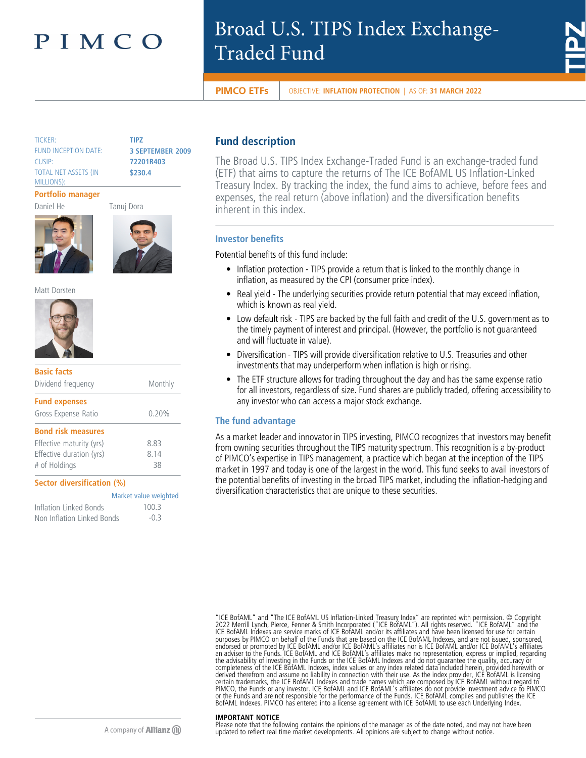PIMCO

# Broad U.S. TIPS Index Exchange-Traded Fund

TIPZ

**PIMCO ETFs** | OBJECTIVE: **INFLATION PROTECTION** | AS OF: **31 MARCH 2022**

| | |
|---|---|
| TICKER: | TIPZ |
| FUND INCEPTION DATE: | 3 SEPTEMBER 2009 |
| CUSIP: | 72201R403 |
| TOTAL NET ASSETS (IN MILLIONS): | $230.4 |

**Portfolio manager**

Daniel He

Tanuj Dora

Matt Dorsten

**Basic facts**

| | |
|---|---|
| Dividend frequency | Monthly |

**Fund expenses**

| | |
|---|---|
| Gross Expense Ratio | 0.20% |

**Bond risk measures**

| | |
|---|---|
| Effective maturity (yrs) | 8.83 |
| Effective duration (yrs) | 8.14 |
| # of Holdings | 38 |

**Sector diversification (%)**

| | Market value weighted |
|---|---|
| Inflation Linked Bonds | 100.3 |
| Non Inflation Linked Bonds | -0.3 |

## Fund description

The Broad U.S. TIPS Index Exchange-Traded Fund is an exchange-traded fund (ETF) that aims to capture the returns of The ICE BofAML US Inflation-Linked Treasury Index. By tracking the index, the fund aims to achieve, before fees and expenses, the real return (above inflation) and the diversification benefits inherent in this index.

### Investor benefits

Potential benefits of this fund include:

- Inflation protection - TIPS provide a return that is linked to the monthly change in inflation, as measured by the CPI (consumer price index).
- Real yield - The underlying securities provide return potential that may exceed inflation, which is known as real yield.
- Low default risk - TIPS are backed by the full faith and credit of the U.S. government as to the timely payment of interest and principal. (However, the portfolio is not guaranteed and will fluctuate in value).
- Diversification - TIPS will provide diversification relative to U.S. Treasuries and other investments that may underperform when inflation is high or rising.
- The ETF structure allows for trading throughout the day and has the same expense ratio for all investors, regardless of size. Fund shares are publicly traded, offering accessibility to any investor who can access a major stock exchange.

### The fund advantage

As a market leader and innovator in TIPS investing, PIMCO recognizes that investors may benefit from owning securities throughout the TIPS maturity spectrum. This recognition is a by-product of PIMCO's expertise in TIPS management, a practice which began at the inception of the TIPS market in 1997 and today is one of the largest in the world. This fund seeks to avail investors of the potential benefits of investing in the broad TIPS market, including the inflation-hedging and diversification characteristics that are unique to these securities.

"ICE BofAML" and "The ICE BofAML US Inflation-Linked Treasury Index" are reprinted with permission. © Copyright 2022 Merrill Lynch, Pierce, Fenner & Smith Incorporated ("ICE BofAML"). All rights reserved. "ICE BofAML" and the ICE BofAML Indexes are service marks of ICE BofAML and/or its affiliates and have been licensed for use for certain purposes by PIMCO on behalf of the Funds that are based on the ICE BofAML Indexes, and are not issued, sponsored, endorsed or promoted by ICE BofAML and/or ICE BofAML's affiliates nor is ICE BofAML and/or ICE BofAML's affiliates an adviser to the Funds. ICE BofAML and ICE BofAML's affiliates make no representation, express or implied, regarding the advisability of investing in the Funds or the ICE BofAML Indexes and do not guarantee the quality, accuracy or completeness of the ICE BofAML Indexes, index values or any index related data included herein, provided herewith or derived therefrom and assume no liability in connection with their use. As the index provider, ICE BofAML is licensing certain trademarks, the ICE BofAML Indexes and trade names which are composed by ICE BofAML without regard to PIMCO, the Funds or any investor. ICE BofAML and ICE BofAML's affiliates do not provide investment advice to PIMCO or the Funds and are not responsible for the performance of the Funds. ICE BofAML compiles and publishes the ICE BofAML Indexes. PIMCO has entered into a license agreement with ICE BofAML to use each Underlying Index.

**IMPORTANT NOTICE**

Please note that the following contains the opinions of the manager as of the date noted, and may not have been updated to reflect real time market developments. All opinions are subject to change without notice.

A company of Allianz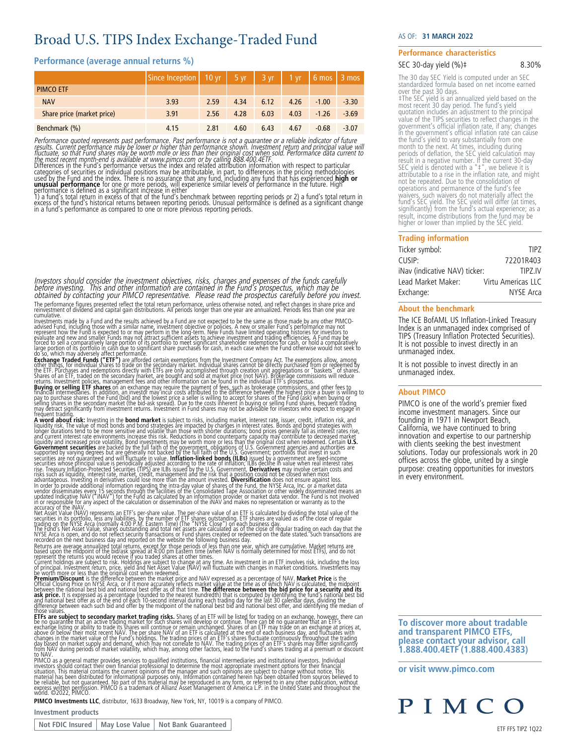# Broad U.S. TIPS Index Exchange-Traded Fund

## Performance (average annual returns %)

| | Since Inception | 10 yr | 5 yr | 3 yr | 1 yr | 6 mos | 3 mos |
|---|---|---|---|---|---|---|---|
| PIMCO ETF | | | | | | | |
| NAV | 3.93 | 2.59 | 4.34 | 6.12 | 4.26 | -1.00 | -3.30 |
| Share price (market price) | 3.91 | 2.56 | 4.28 | 6.03 | 4.03 | -1.26 | -3.69 |
| Benchmark (%) | 4.15 | 2.81 | 4.60 | 6.43 | 4.67 | -0.68 | -3.07 |

*Performance quoted represents past performance. Past performance is not a guarantee or a reliable indicator of future results. Current performance may be lower or higher than performance shown. Investment return and principal value will fluctuate, so that Fund shares may be worth more or less than their original cost when sold. Performance data current to the most recent month-end is available at www.pimco.com or by calling 888.400.4ETF.*

Differences in the Fund's performance versus the index and related attribution information with respect to particular categories of securities or individual positions may be attributable, in part, to differences in the pricing methodologies used by the Fund and the index. There is no assurance that any fund, including any fund that has experienced **high or unusual performance** for one or more periods, will experience similar levels of performance in the future. High performance is defined as a significant increase in either
1) a fund's total return in excess of that of the fund's benchmark between reporting periods or 2) a fund's total return in excess of the fund's historical returns between reporting periods. Unusual performance is defined as a significant change in a fund's performance as compared to one or more previous reporting periods.

AS OF: **31 MARCH 2022**

### Performance characteristics

| | |
|---|---|
| SEC 30-day yield (%)‡ | 8.30% |

The 30 day SEC Yield is computed under an SEC standardized formula based on net income earned over the past 30 days.

‡The SEC yield is an annualized yield based on the most recent 30 day period. The fund's yield quotation includes an adjustment to the principal value of the TIPS securities to reflect changes in the government's official inflation rate, if any; changes in the government's official inflation rate can cause the fund's yield to vary substantially from one month to the next. At times, including during periods of deflation, the SEC yield calculation may result in a negative number. If the current 30-day SEC yield is denoted with a "‡", we believe it is attributable to a rise in the inflation rate, and might not be repeated. Due to the consolidation of operations and permanence of the fund's fee waivers, such waivers do not materially affect the fund's SEC yield. The SEC yield will differ (at times, significantly) from the fund's actual experience; as a result, income distributions from the fund may be higher or lower than implied by the SEC yield.

### Trading information

| | |
|---|---|
| Ticker symbol: | TIPZ |
| CUSIP: | 72201R403 |
| iNav (indicative NAV) ticker: | TIPZ.IV |
| Lead Market Maker: | Virtu Americas LLC |
| Exchange: | NYSE Arca |

### About the benchmark

The ICE BofAML US Inflation-Linked Treasury Index is an unmanaged index comprised of TIPS (Treasury Inflation Protected Securities). It is not possible to invest directly in an unmanaged index.

It is not possible to invest directly in an unmanaged index.

### About PIMCO

PIMCO is one of the world's premier fixed income investment managers. Since our founding in 1971 in Newport Beach, California, we have continued to bring innovation and expertise to our partnership with clients seeking the best investment solutions. Today our professionals work in 20 offices across the globe, united by a single purpose: creating opportunities for investors in every environment.

*Investors should consider the investment objectives, risks, charges and expenses of the funds carefully before investing. This and other information are contained in the Fund's prospectus, which may be obtained by contacting your PIMCO representative. Please read the prospectus carefully before you invest.*

The performance figures presented reflect the total return performance, unless otherwise noted, and reflect changes in share price and reinvestment of dividend and capital gain distributions. All periods longer than one year are annualized. Periods less than one year are cumulative.

Investments made by a Fund and the results achieved by a Fund are not expected to be the same as those made by any other PIMCO-advised Fund, including those with a similar name, investment objective or policies. A new or smaller Fund's performance may not represent how the Fund is expected to or may perform in the long-term. New Funds have limited operating histories for investors to evaluate and new and smaller Funds may not attract sufficient assets to achieve investment and trading efficiencies. A Fund may be forced to sell a comparatively large portion of its portfolio to meet significant shareholder redemptions for cash, or hold a comparatively large portion of its portfolio in cash due to significant share purchases for cash, in each case when the Fund otherwise would not seek to do so, which may adversely affect performance.

**Exchange Traded Funds ("ETF")** are afforded certain exemptions from the Investment Company Act. The exemptions allow, among other things, for individual shares to trade on the secondary market. Individual shares cannot be directly purchased from or redeemed by the ETF. Purchases and redemptions directly with ETFs are only accomplished through creation unit aggregations or "baskets" of shares. Shares of an ETF, traded on the secondary market, are bought and sold at market price (not NAV). Brokerage commissions will reduce returns. Investment policies, management fees and other information can be found in the individual ETF's prospectus.

**Buying or selling ETF shares** on an exchange may require the payment of fees, such as brokerage commissions, and other fees to financial intermediaries. In addition, an investor may incur costs attributed to the difference between the highest price a buyer is willing to pay to purchase shares of the Fund (bid) and the lowest price a seller is willing to accept for shares of the Fund (ask) when buying or selling shares in the secondary market (the bid-ask spread). Due to the costs inherent in buying or selling Fund shares, frequent trading may detract significantly from investment returns. Investment in Fund shares may not be advisable for investors who expect to engage in frequent trading.

**A word about risk:** Investing in the **bond market** is subject to risks, including market, interest rate, issuer, credit, inflation risk, and liquidity risk. The value of most bonds and bond strategies are impacted by changes in interest rates. Bonds and bond strategies with longer durations tend to be more sensitive and volatile than those with shorter durations; bond prices generally fall as interest rates rise, and current interest rate environments increase this risk. Reductions in bond counterparty capacity may contribute to decreased market liquidity and increased price volatility. Bond investments may be worth more or less than the original cost when redeemed. Certain **U.S. Government securities** are backed by the full faith of the government, obligations of U.S. Government agencies and authorities are supported by varying degrees but are generally not backed by the full faith of the U.S. Government; portfolios that invest in such securities are not guaranteed and will fluctuate in value. **Inflation-linked bonds (ILBs)** issued by a government are fixed-income securities whose principal value is periodically adjusted according to the rate of inflation; ILBs decline in value when real interest rates rise. Treasury Inflation-Protected Securities (TIPS) are ILBs issued by the U.S. Government. **Derivatives** may involve certain costs and risks such as liquidity, interest rate, market, credit, management and the risk that a position could not be closed when most advantageous. Investing in derivatives could lose more than the amount invested. **Diversification** does not ensure against loss.

In order to provide additional information regarding the intra-day value of shares of the Fund, the NYSE Arca, Inc. or a market data vendor disseminates every 15 seconds through the facilities of the Consolidated Tape Association or other widely disseminated means an updated Indicative NAV ("iNAV") for the Fund as calculated by an information provider or market data vendor. The Fund is not involved in or responsible for any aspect of the calculation or dissemination of the iNAV and makes no representation or warranty as to the accuracy of the iNAV.

Net Asset Value (NAV) represents an ETF's per-share value. The per-share value of an ETF is calculated by dividing the total value of the securities in its portfolio, less any liabilities, by the number of ETF shares outstanding. ETF shares are valued as of the close of regular trading on the NYSE Arca (normally 4:00 P.M. Eastern Time) (The "NYSE Close") on each business day.

The Fund's Net Asset Value, shares outstanding and total net assets are calculated as of the close of regular trading on each day that the NYSE Arca is open, and do not reflect security transactions or Fund shares created or redeemed on the date stated. Such transactions are recorded on the next business day and reported on the website the following business day.

Returns are average annualized total returns, except for those periods of less than one year, which are cumulative. Market returns are based upon the midpoint of the bid/ask spread at 4:00 pm Eastern time (when NAV is normally determined for most ETFs), and do not represent the returns you would receive if you traded shares at other times.

Current holdings are subject to risk. Holdings are subject to change at any time. An investment in an ETF involves risk, including the loss of principal. Investment return, price, yield and Net Asset Value (NAV) will fluctuate with changes in market conditions. Investments may be worth more or less than the original cost when redeemed.

**Premium/Discount** is the difference between the market price and NAV expressed as a percentage of NAV. **Market Price** is the Official Closing Price on NYSE Arca, or if it more accurately reflects market value at the time as of which NAV is calculated, the midpoint between the national best bid and national best offer as of that time. **The difference between the bid price for a security and its ask price.** It is expressed as a percentage (rounded to the nearest hundredth) that is computed by identifying the fund's national best bid and national best offer as of the end of each 10-second interval during each trading day for the last 30 calendar days, dividing the difference between each such bid and offer by the midpoint of the national best bid and national best offer, and identifying the median of those values.

**ETFs are subject to secondary market trading risks.** Shares of an ETF will be listed for trading on an exchange, however, there can be no guarantee that an active trading market for such shares will develop or continue. There can be no guarantee that an ETF's exchange listing or ability to trade its shares will continue or remain unchanged. Shares of an ETF may trade on an exchange at prices at, above or below their most recent NAV. The per share NAV of an ETF is calculated at the end of each business day, and fluctuates with changes in the market value of the Fund's holdings. The trading prices of an ETF's shares fluctuate continuously throughout the trading day based on market supply and demand, which may not correlate to NAV. The trading prices of an ETF's shares may differ significantly from NAV during periods of market volatility, which may, among other factors, lead to the Fund's shares trading at a premium or discount to NAV.

PIMCO as a general matter provides services to qualified institutions, financial intermediaries and institutional investors. Individual investors should contact their own financial professional to determine the most appropriate investment options for their financial situation. This material contains the current opinions of the manager and such opinions are subject to change without notice. This material has been distributed for informational purposes only. Information contained herein has been obtained from sources believed to be reliable, but not guaranteed. No part of this material may be reproduced in any form, or referred to in any other publication, without express written permission. PIMCO is a trademark of Allianz Asset Management of America L.P. in the United States and throughout the world. ©2022, PIMCO.

**PIMCO Investments LLC**, distributor, 1633 Broadway, New York, NY, 10019 is a company of PIMCO.

**Investment products**

| Not FDIC Insured | May Lose Value | Not Bank Guaranteed |
|---|---|---|

**To discover more about tradable and transparent PIMCO ETFs, please contact your advisor, call 1.888.400.4ETF (1.888.400.4383)**

**or visit www.pimco.com**

PIMCO

ETF FFS TIPZ 1Q22